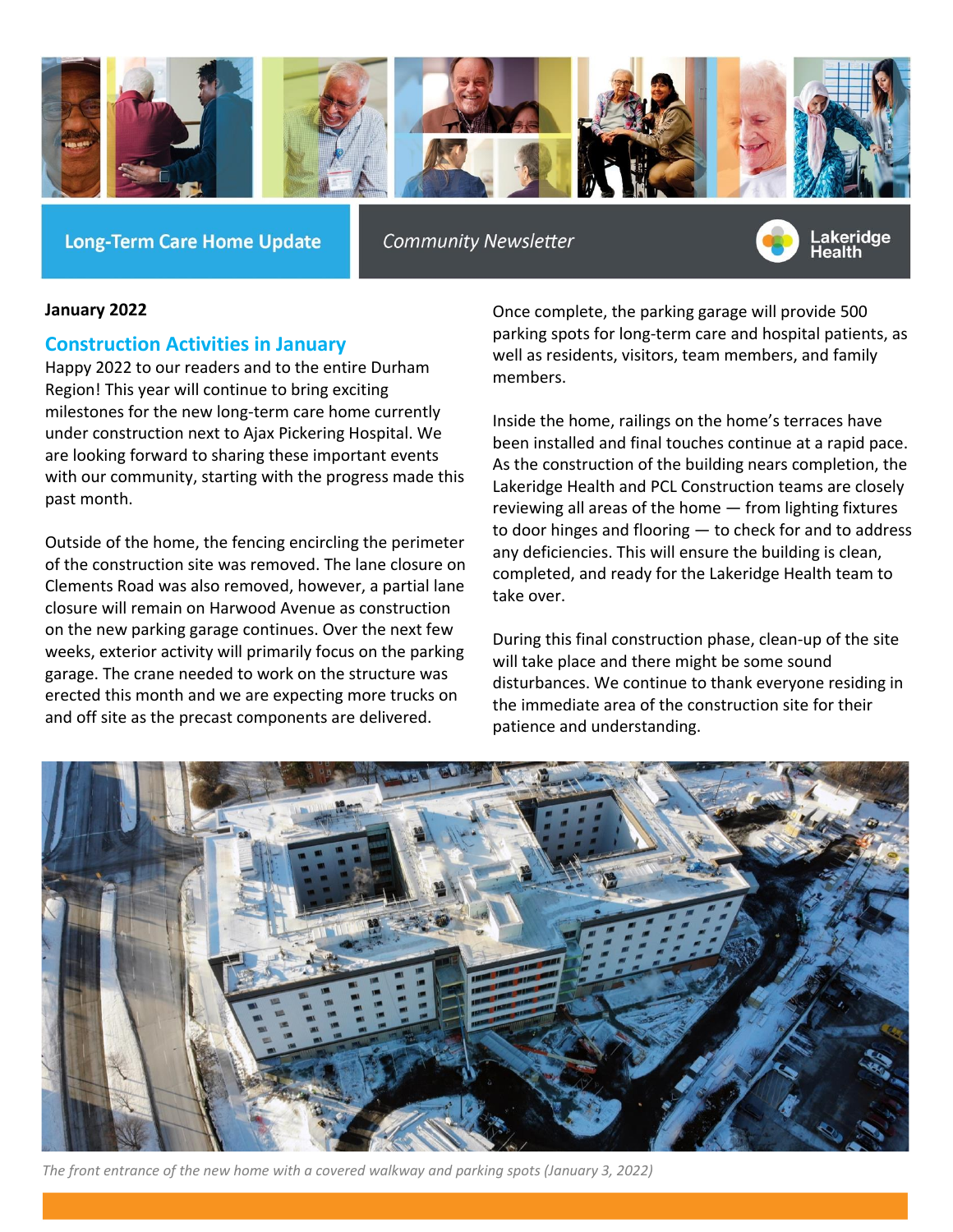**Long-Term Care Home Update**

*Community Newsletter*

Lakeridge Health

**January 2022**

## Construction Activities in January

Happy 2022 to our readers and to the entire Durham Region! This year will continue to bring exciting milestones for the new long-term care home currently under construction next to Ajax Pickering Hospital. We are looking forward to sharing these important events with our community, starting with the progress made this past month.

Outside of the home, the fencing encircling the perimeter of the construction site was removed. The lane closure on Clements Road was also removed, however, a partial lane closure will remain on Harwood Avenue as construction on the new parking garage continues. Over the next few weeks, exterior activity will primarily focus on the parking garage. The crane needed to work on the structure was erected this month and we are expecting more trucks on and off site as the precast components are delivered.

Once complete, the parking garage will provide 500 parking spots for long-term care and hospital patients, as well as residents, visitors, team members, and family members.

Inside the home, railings on the home's terraces have been installed and final touches continue at a rapid pace. As the construction of the building nears completion, the Lakeridge Health and PCL Construction teams are closely reviewing all areas of the home — from lighting fixtures to door hinges and flooring — to check for and address any deficiencies. This will ensure the building is clean, completed, and ready for the Lakeridge Health team to take over.

During this final construction phase, clean-up of the site will take place and there might be some sound disturbances. We continue to thank everyone residing in the immediate area of the construction site for their patience and understanding.

*The front entrance of the new home with a covered walkway and parking spots (January 3, 2022)*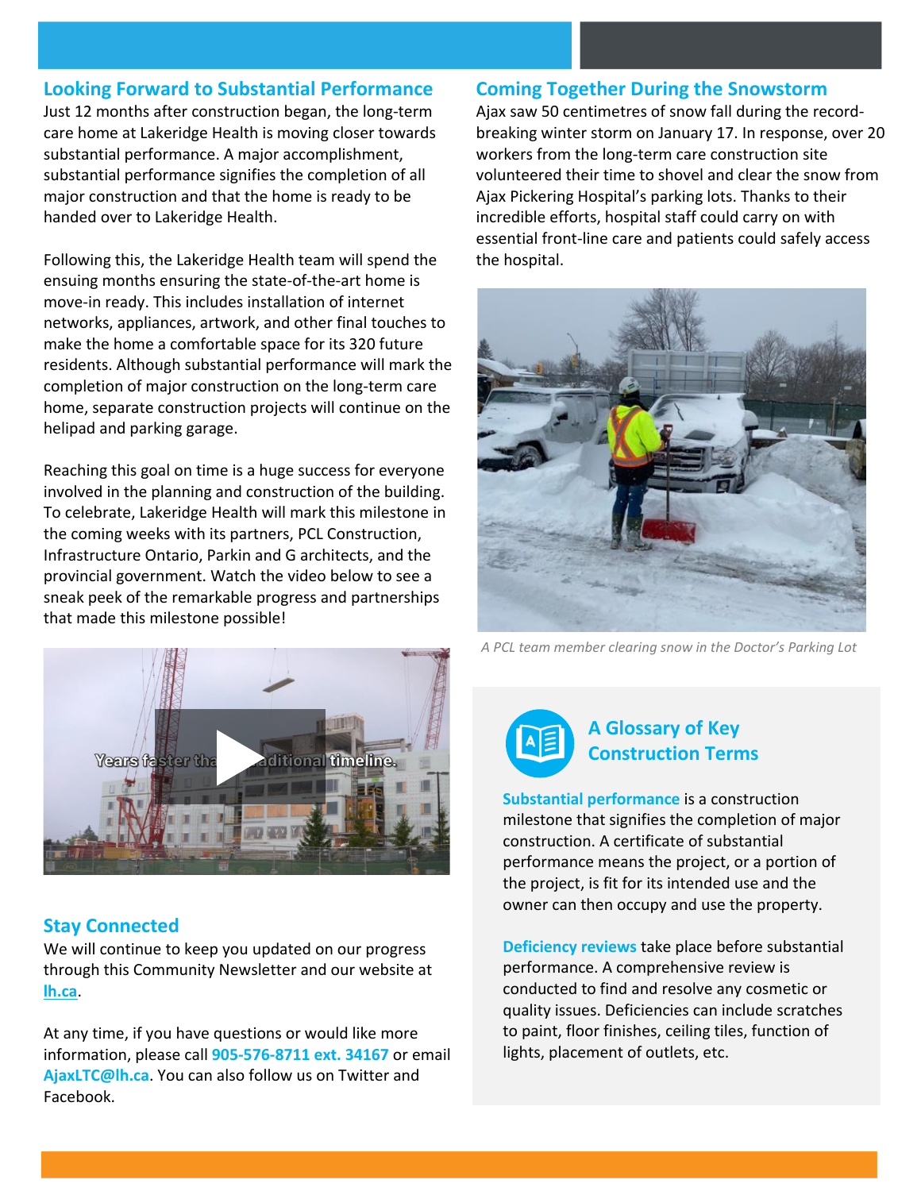## Looking Forward to Substantial Performance

Just 12 months after construction began, the long-term care home at Lakeridge Health is moving closer towards substantial performance. A major accomplishment, substantial performance signifies the completion of all major construction and that the home is ready to be handed over to Lakeridge Health.

Following this, the Lakeridge Health team will spend the ensuing months ensuring the state-of-the-art home is move-in ready. This includes installation of internet networks, appliances, artwork, and other final touches to make the home a comfortable space for its 320 future residents. Although substantial performance will mark the completion of major construction on the long-term care home, separate construction projects will continue on the helipad and parking garage.

Reaching this goal on time is a huge success for everyone involved in the planning and construction of the building. To celebrate, Lakeridge Health will mark this milestone in the coming weeks with its partners, PCL Construction, Infrastructure Ontario, Parkin and G architects, and the provincial government. Watch the video below to see a sneak peek of the remarkable progress and partnerships that made this milestone possible!

## Stay Connected

We will continue to keep you updated on our progress through this Community Newsletter and our website at lh.ca.

At any time, if you have questions or would like more information, please call **905-576-8711 ext. 34167** or email **AjaxLTC@lh.ca**. You can also follow us on Twitter and Facebook.

## Coming Together During the Snowstorm

Ajax saw 50 centimetres of snow fall during the record-breaking winter storm on January 17. In response, over 20 workers from the long-term care construction site volunteered their time to shovel and clear the snow from Ajax Pickering Hospital's parking lots. Thanks to their incredible efforts, hospital staff could carry on with essential front-line care and patients could safely access the hospital.

*A PCL team member clearing snow in the Doctor's Parking Lot*

## A Glossary of Key Construction Terms

**Substantial performance** is a construction milestone that signifies the completion of major construction. A certificate of substantial performance means the project, or a portion of the project, is fit for its intended use and the owner can then occupy and use the property.

**Deficiency reviews** take place before substantial performance. A comprehensive review is conducted to find and resolve any cosmetic or quality issues. Deficiencies can include scratches to paint, floor finishes, ceiling tiles, function of lights, placement of outlets, etc.